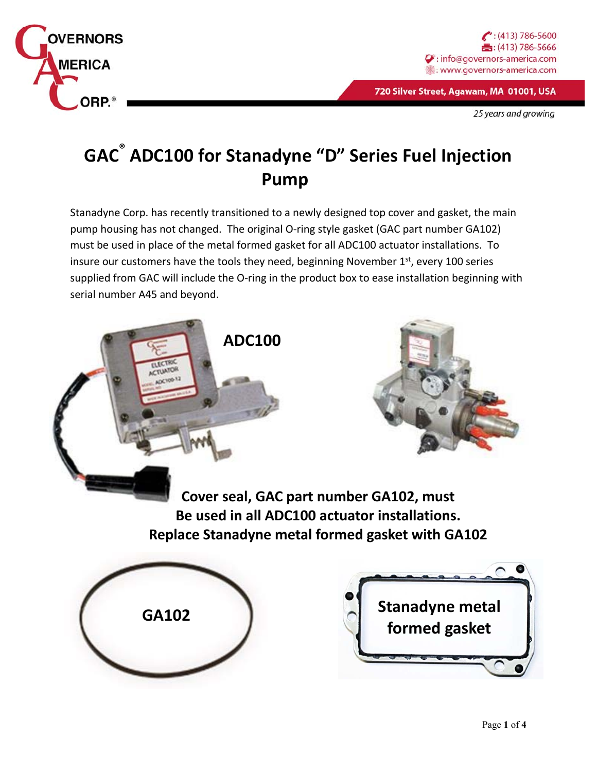# GAC® ADC100 for Stanadyne "D" Series Fuel Injection Pump

Stanadyne Corp. has recently transitioned to a newly designed top cover and gasket, the main pump housing has not changed. The original O-ring style gasket (GAC part number GA102) must be used in place of the metal formed gasket for all ADC100 actuator installations. To insure our customers have the tools they need, beginning November 1st, every 100 series supplied from GAC will include the O-ring in the product box to ease installation beginning with serial number A45 and beyond.

ADC100

**Cover seal, GAC part number GA102, must Be used in all ADC100 actuator installations. Replace Stanadyne metal formed gasket with GA102**

GA102

Stanadyne metal formed gasket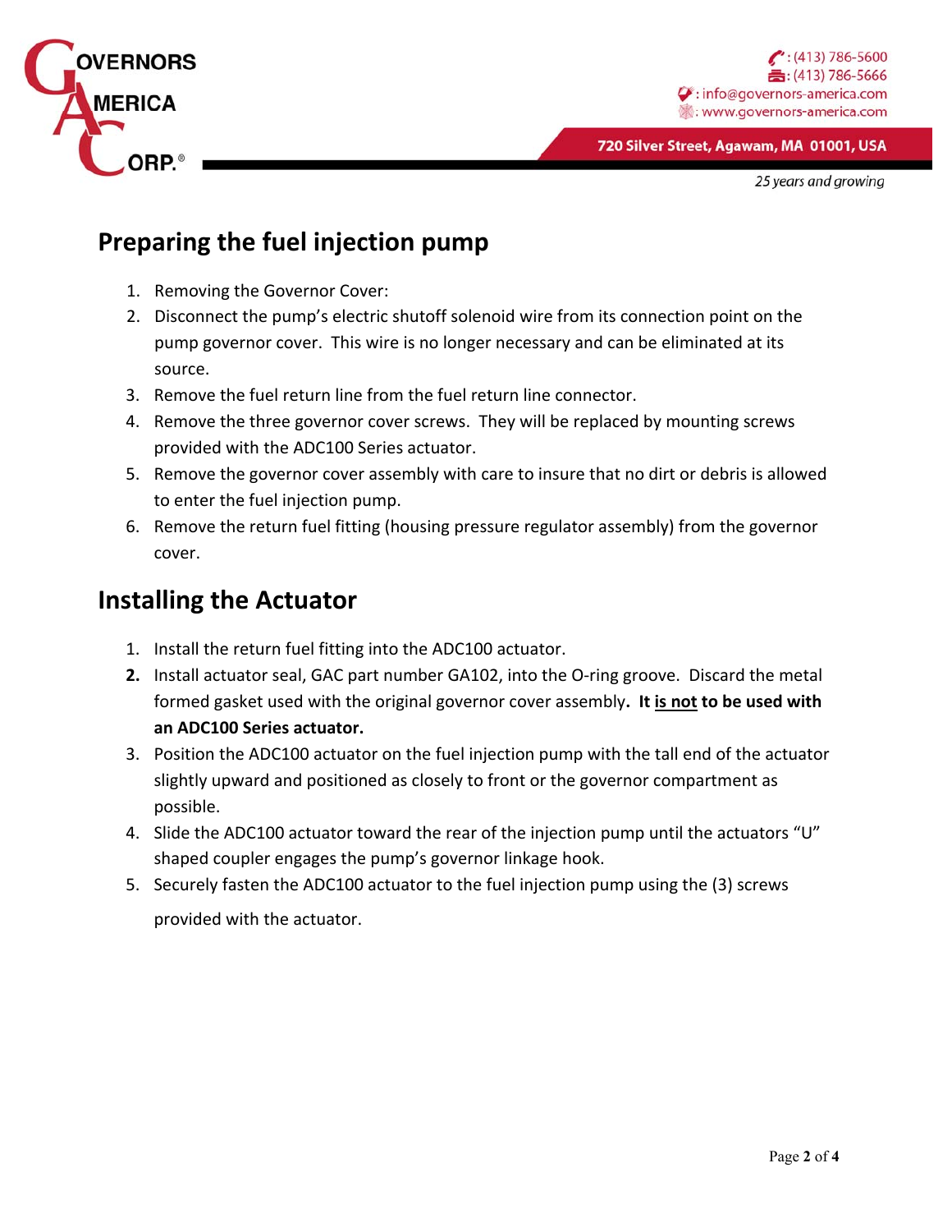## Preparing the fuel injection pump

1. Removing the Governor Cover:
2. Disconnect the pump's electric shutoff solenoid wire from its connection point on the pump governor cover. This wire is no longer necessary and can be eliminated at its source.
3. Remove the fuel return line from the fuel return line connector.
4. Remove the three governor cover screws. They will be replaced by mounting screws provided with the ADC100 Series actuator.
5. Remove the governor cover assembly with care to insure that no dirt or debris is allowed to enter the fuel injection pump.
6. Remove the return fuel fitting (housing pressure regulator assembly) from the governor cover.

## Installing the Actuator

1. Install the return fuel fitting into the ADC100 actuator.
2. Install actuator seal, GAC part number GA102, into the O-ring groove. Discard the metal formed gasket used with the original governor cover assembly. **It <u>is not</u> to be used with an ADC100 Series actuator.**
3. Position the ADC100 actuator on the fuel injection pump with the tall end of the actuator slightly upward and positioned as closely to front or the governor compartment as possible.
4. Slide the ADC100 actuator toward the rear of the injection pump until the actuators "U" shaped coupler engages the pump's governor linkage hook.
5. Securely fasten the ADC100 actuator to the fuel injection pump using the (3) screws provided with the actuator.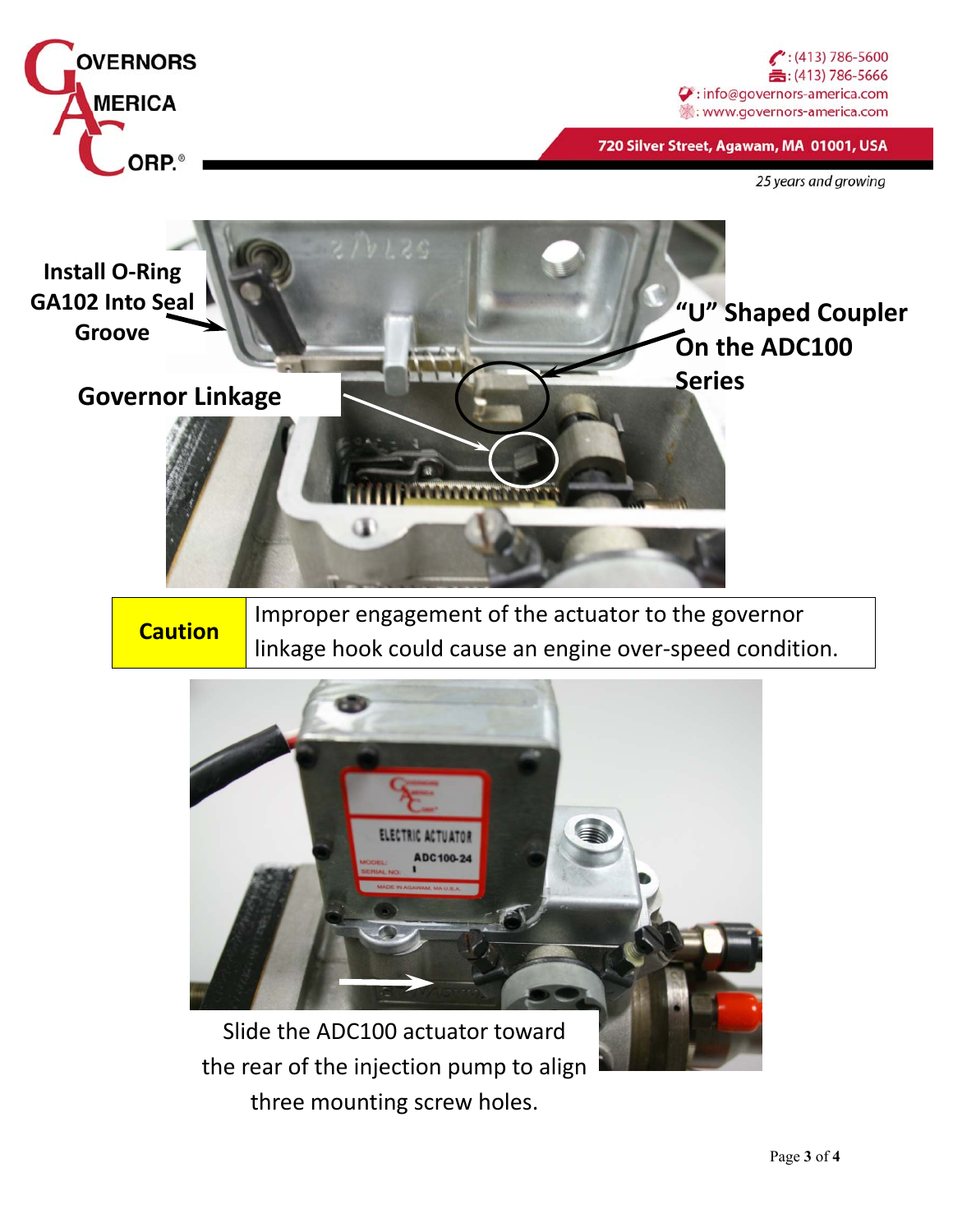Install O-Ring GA102 Into Seal Groove

"U" Shaped Coupler On the ADC100 Series

Governor Linkage

| Caution | Improper engagement of the actuator to the governor linkage hook could cause an engine over-speed condition. |
|---|---|

Slide the ADC100 actuator toward the rear of the injection pump to align three mounting screw holes.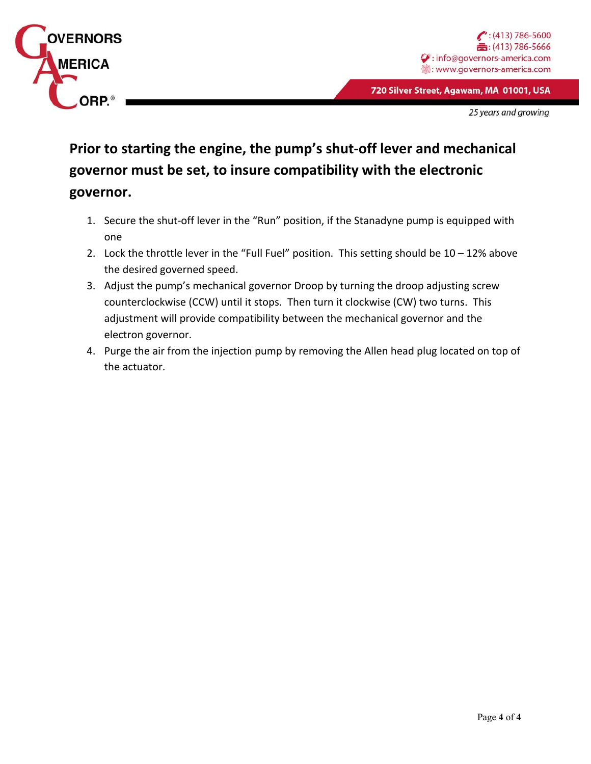**Prior to starting the engine, the pump's shut-off lever and mechanical governor must be set, to insure compatibility with the electronic governor.**

1. Secure the shut-off lever in the "Run" position, if the Stanadyne pump is equipped with one
2. Lock the throttle lever in the "Full Fuel" position. This setting should be 10 – 12% above the desired governed speed.
3. Adjust the pump's mechanical governor Droop by turning the droop adjusting screw counterclockwise (CCW) until it stops. Then turn it clockwise (CW) two turns. This adjustment will provide compatibility between the mechanical governor and the electron governor.
4. Purge the air from the injection pump by removing the Allen head plug located on top of the actuator.